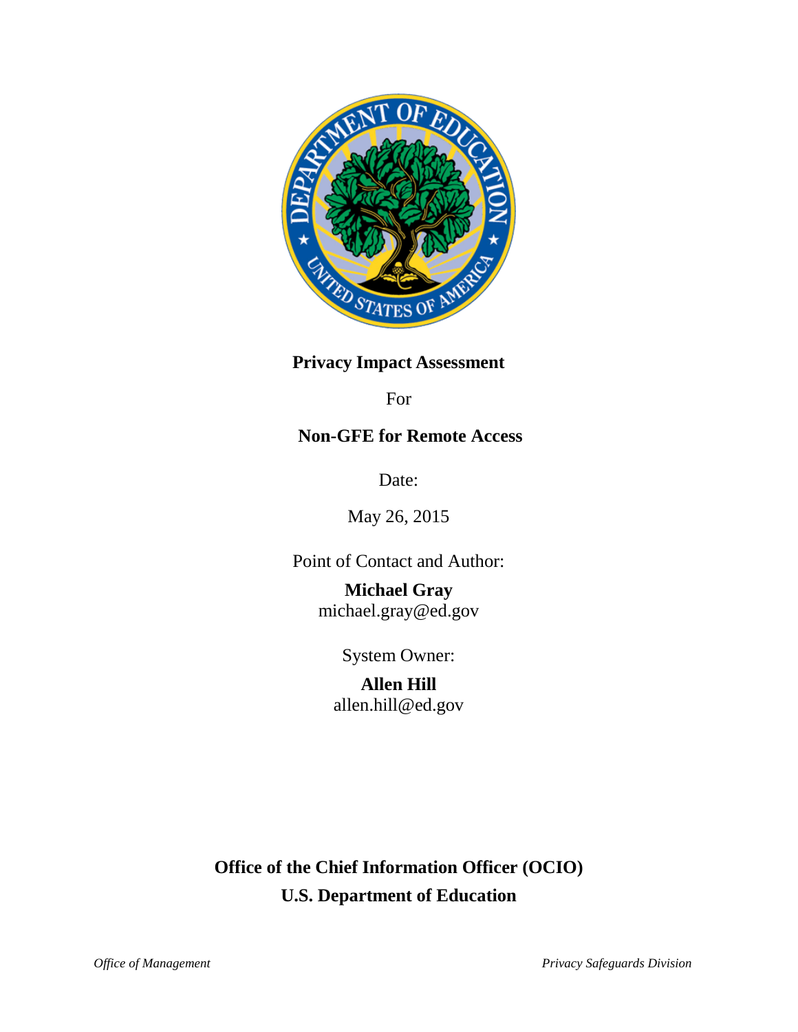# Privacy Impact Assessment

For

## Non-GFE for Remote Access

Date:

May 26, 2015

Point of Contact and Author:

**Michael Gray**
michael.gray@ed.gov

System Owner:

**Allen Hill**
allen.hill@ed.gov

**Office of the Chief Information Officer (OCIO)**

**U.S. Department of Education**

*Office of Management* *Privacy Safeguards Division*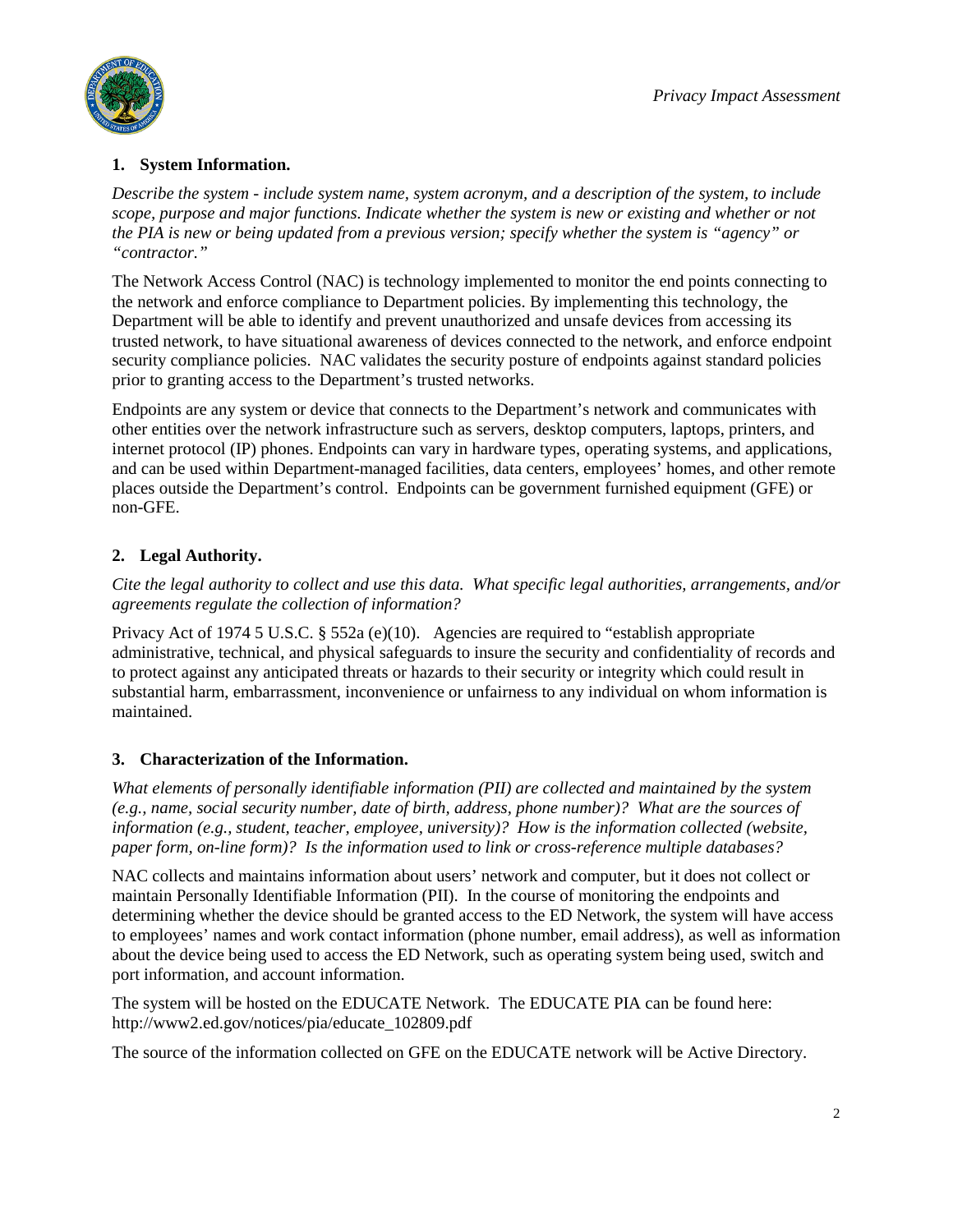## 1. System Information.

*Describe the system - include system name, system acronym, and a description of the system, to include scope, purpose and major functions. Indicate whether the system is new or existing and whether or not the PIA is new or being updated from a previous version; specify whether the system is "agency" or "contractor."*

The Network Access Control (NAC) is technology implemented to monitor the end points connecting to the network and enforce compliance to Department policies. By implementing this technology, the Department will be able to identify and prevent unauthorized and unsafe devices from accessing its trusted network, to have situational awareness of devices connected to the network, and enforce endpoint security compliance policies. NAC validates the security posture of endpoints against standard policies prior to granting access to the Department's trusted networks.

Endpoints are any system or device that connects to the Department's network and communicates with other entities over the network infrastructure such as servers, desktop computers, laptops, printers, and internet protocol (IP) phones. Endpoints can vary in hardware types, operating systems, and applications, and can be used within Department-managed facilities, data centers, employees' homes, and other remote places outside the Department's control. Endpoints can be government furnished equipment (GFE) or non-GFE.

## 2. Legal Authority.

*Cite the legal authority to collect and use this data. What specific legal authorities, arrangements, and/or agreements regulate the collection of information?*

Privacy Act of 1974 5 U.S.C. § 552a (e)(10). Agencies are required to "establish appropriate administrative, technical, and physical safeguards to insure the security and confidentiality of records and to protect against any anticipated threats or hazards to their security or integrity which could result in substantial harm, embarrassment, inconvenience or unfairness to any individual on whom information is maintained.

## 3. Characterization of the Information.

*What elements of personally identifiable information (PII) are collected and maintained by the system (e.g., name, social security number, date of birth, address, phone number)? What are the sources of information (e.g., student, teacher, employee, university)? How is the information collected (website, paper form, on-line form)? Is the information used to link or cross-reference multiple databases?*

NAC collects and maintains information about users' network and computer, but it does not collect or maintain Personally Identifiable Information (PII). In the course of monitoring the endpoints and determining whether the device should be granted access to the ED Network, the system will have access to employees' names and work contact information (phone number, email address), as well as information about the device being used to access the ED Network, such as operating system being used, switch and port information, and account information.

The system will be hosted on the EDUCATE Network. The EDUCATE PIA can be found here: http://www2.ed.gov/notices/pia/educate_102809.pdf

The source of the information collected on GFE on the EDUCATE network will be Active Directory.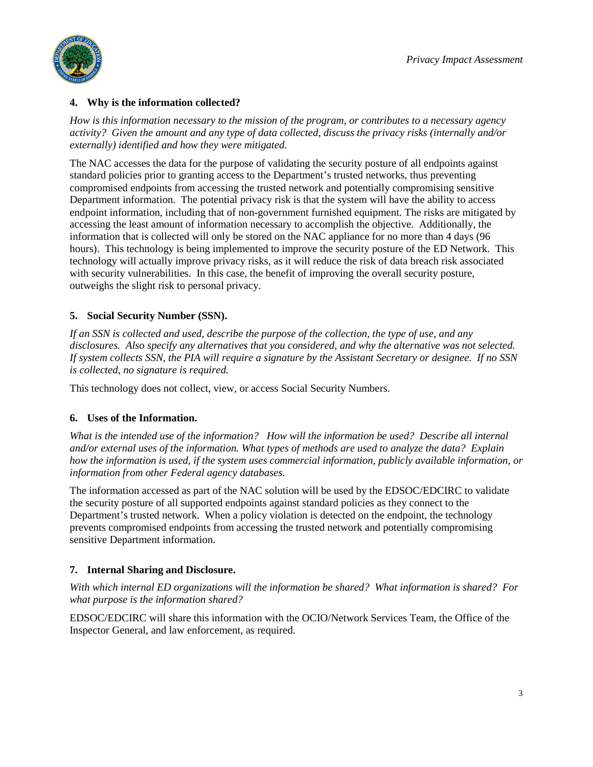**4. Why is the information collected?**

*How is this information necessary to the mission of the program, or contributes to a necessary agency activity? Given the amount and any type of data collected, discuss the privacy risks (internally and/or externally) identified and how they were mitigated.*

The NAC accesses the data for the purpose of validating the security posture of all endpoints against standard policies prior to granting access to the Department's trusted networks, thus preventing compromised endpoints from accessing the trusted network and potentially compromising sensitive Department information. The potential privacy risk is that the system will have the ability to access endpoint information, including that of non-government furnished equipment. The risks are mitigated by accessing the least amount of information necessary to accomplish the objective. Additionally, the information that is collected will only be stored on the NAC appliance for no more than 4 days (96 hours). This technology is being implemented to improve the security posture of the ED Network. This technology will actually improve privacy risks, as it will reduce the risk of data breach risk associated with security vulnerabilities. In this case, the benefit of improving the overall security posture, outweighs the slight risk to personal privacy.

**5. Social Security Number (SSN).**

*If an SSN is collected and used, describe the purpose of the collection, the type of use, and any disclosures. Also specify any alternatives that you considered, and why the alternative was not selected. If system collects SSN, the PIA will require a signature by the Assistant Secretary or designee. If no SSN is collected, no signature is required.*

This technology does not collect, view, or access Social Security Numbers.

**6. Uses of the Information.**

*What is the intended use of the information? How will the information be used? Describe all internal and/or external uses of the information. What types of methods are used to analyze the data? Explain how the information is used, if the system uses commercial information, publicly available information, or information from other Federal agency databases.*

The information accessed as part of the NAC solution will be used by the EDSOC/EDCIRC to validate the security posture of all supported endpoints against standard policies as they connect to the Department's trusted network. When a policy violation is detected on the endpoint, the technology prevents compromised endpoints from accessing the trusted network and potentially compromising sensitive Department information.

**7. Internal Sharing and Disclosure.**

*With which internal ED organizations will the information be shared? What information is shared? For what purpose is the information shared?*

EDSOC/EDCIRC will share this information with the OCIO/Network Services Team, the Office of the Inspector General, and law enforcement, as required.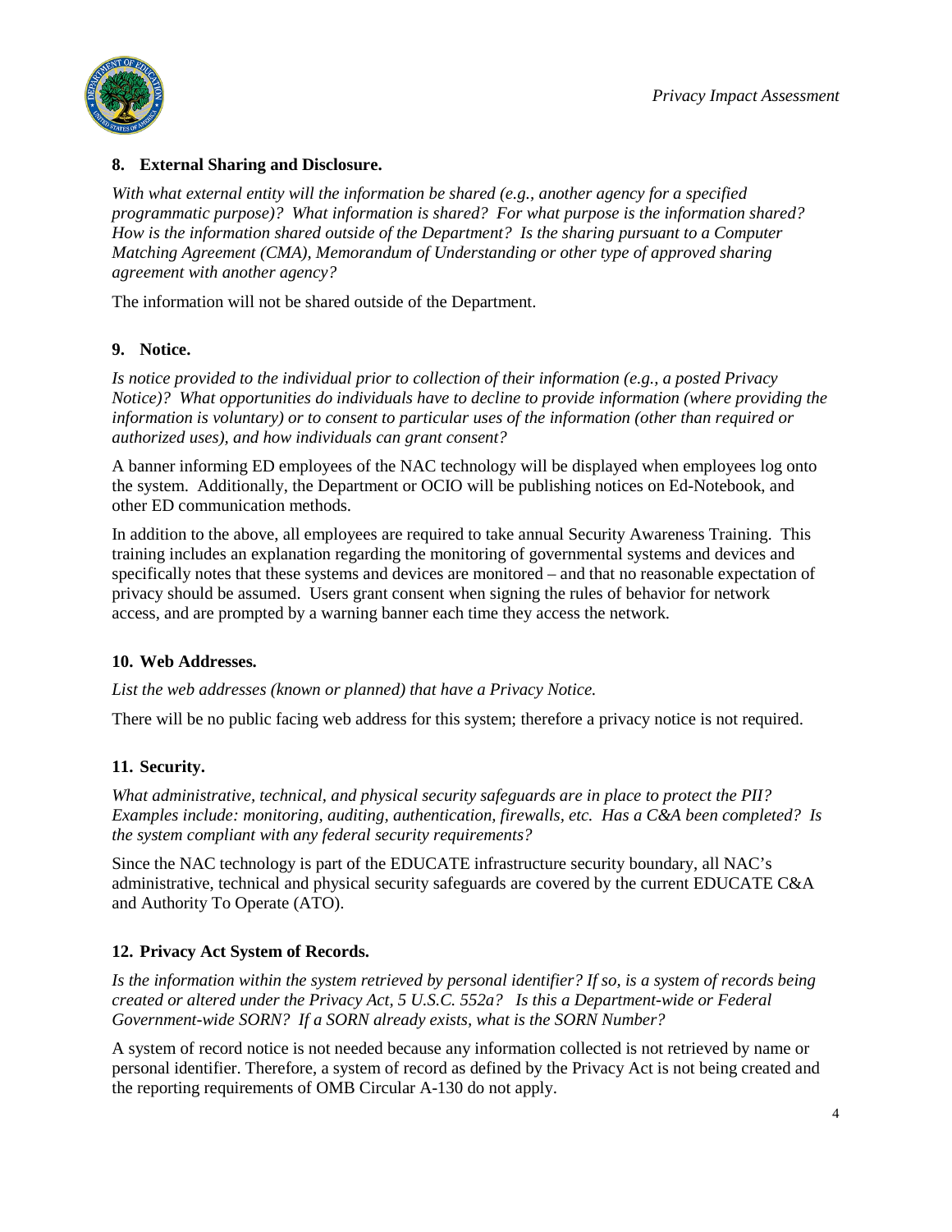### 8. External Sharing and Disclosure.

*With what external entity will the information be shared (e.g., another agency for a specified programmatic purpose)? What information is shared? For what purpose is the information shared? How is the information shared outside of the Department? Is the sharing pursuant to a Computer Matching Agreement (CMA), Memorandum of Understanding or other type of approved sharing agreement with another agency?*

The information will not be shared outside of the Department.

### 9. Notice.

*Is notice provided to the individual prior to collection of their information (e.g., a posted Privacy Notice)? What opportunities do individuals have to decline to provide information (where providing the information is voluntary) or to consent to particular uses of the information (other than required or authorized uses), and how individuals can grant consent?*

A banner informing ED employees of the NAC technology will be displayed when employees log onto the system. Additionally, the Department or OCIO will be publishing notices on Ed-Notebook, and other ED communication methods.

In addition to the above, all employees are required to take annual Security Awareness Training. This training includes an explanation regarding the monitoring of governmental systems and devices and specifically notes that these systems and devices are monitored – and that no reasonable expectation of privacy should be assumed. Users grant consent when signing the rules of behavior for network access, and are prompted by a warning banner each time they access the network.

### 10. Web Addresses.

*List the web addresses (known or planned) that have a Privacy Notice.*

There will be no public facing web address for this system; therefore a privacy notice is not required.

### 11. Security.

*What administrative, technical, and physical security safeguards are in place to protect the PII? Examples include: monitoring, auditing, authentication, firewalls, etc. Has a C&A been completed? Is the system compliant with any federal security requirements?*

Since the NAC technology is part of the EDUCATE infrastructure security boundary, all NAC's administrative, technical and physical security safeguards are covered by the current EDUCATE C&A and Authority To Operate (ATO).

### 12. Privacy Act System of Records.

*Is the information within the system retrieved by personal identifier? If so, is a system of records being created or altered under the Privacy Act, 5 U.S.C. 552a? Is this a Department-wide or Federal Government-wide SORN? If a SORN already exists, what is the SORN Number?*

A system of record notice is not needed because any information collected is not retrieved by name or personal identifier. Therefore, a system of record as defined by the Privacy Act is not being created and the reporting requirements of OMB Circular A-130 do not apply.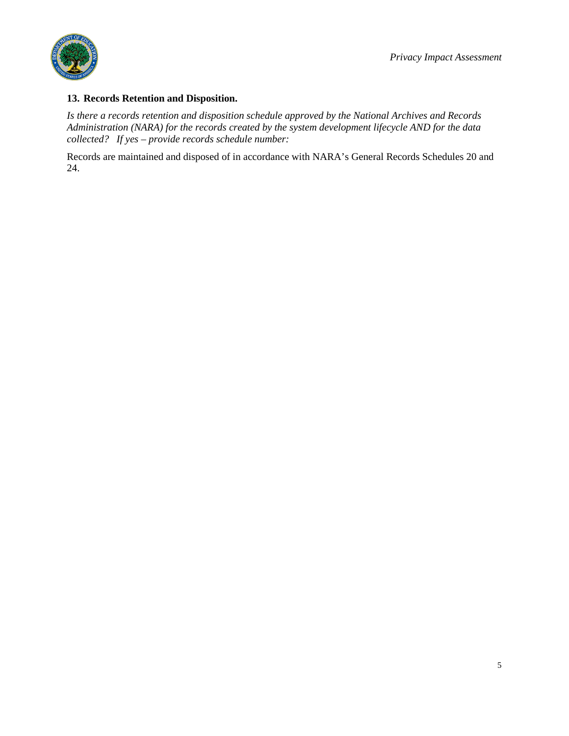### 13. Records Retention and Disposition.

*Is there a records retention and disposition schedule approved by the National Archives and Records Administration (NARA) for the records created by the system development lifecycle AND for the data collected? If yes – provide records schedule number:*

Records are maintained and disposed of in accordance with NARA's General Records Schedules 20 and 24.